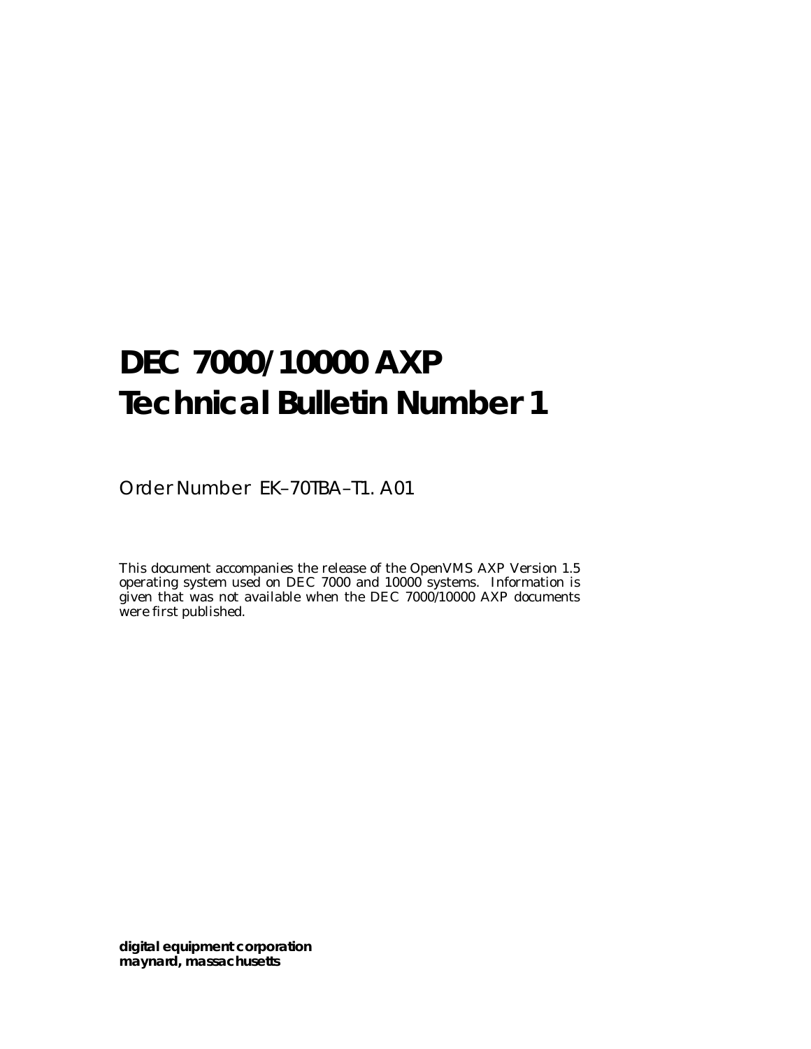# DEC 7000/10000 AXP Technical Bulletin Number 1

Order Number EK–70TBA–T1. A01

This document accompanies the release of the OpenVMS AXP Version 1.5 operating system used on DEC 7000 and 10000 systems. Information is given that was not available when the DEC 7000/10000 AXP documents were first published.

**digital equipment corporation**
**maynard, massachusetts**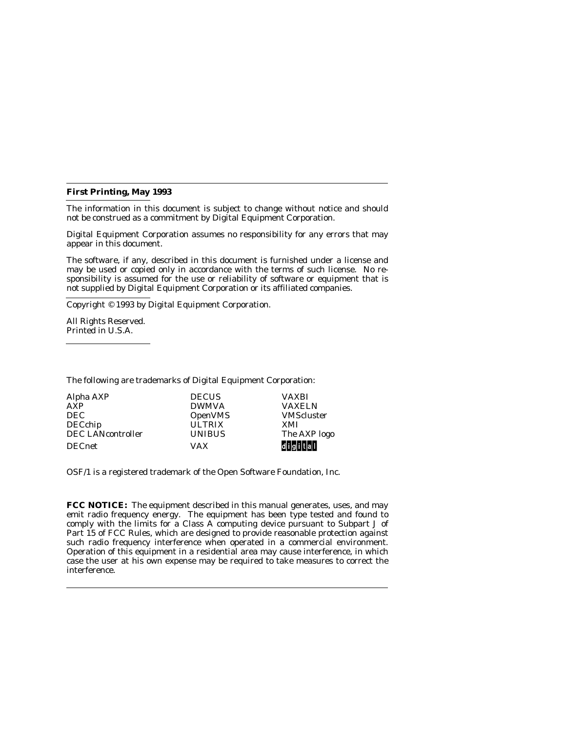**First Printing, May 1993**

The information in this document is subject to change without notice and should not be construed as a commitment by Digital Equipment Corporation.

Digital Equipment Corporation assumes no responsibility for any errors that may appear in this document.

The software, if any, described in this document is furnished under a license and may be used or copied only in accordance with the terms of such license. No responsibility is assumed for the use or reliability of software or equipment that is not supplied by Digital Equipment Corporation or its affiliated companies.

Copyright © 1993 by Digital Equipment Corporation.

All Rights Reserved.
Printed in U.S.A.

The following are trademarks of Digital Equipment Corporation:

| | | |
|---|---|---|
| Alpha AXP | DECUS | VAXBI |
| AXP | DWMVA | VAXELN |
| DEC | OpenVMS | VMScluster |
| DECchip | ULTRIX | XMI |
| DEC LANcontroller | UNIBUS | The AXP logo |
| DECnet | VAX | digital |

OSF/1 is a registered trademark of the Open Software Foundation, Inc.

**FCC NOTICE:** The equipment described in this manual generates, uses, and may emit radio frequency energy. The equipment has been type tested and found to comply with the limits for a Class A computing device pursuant to Subpart J of Part 15 of FCC Rules, which are designed to provide reasonable protection against such radio frequency interference when operated in a commercial environment. Operation of this equipment in a residential area may cause interference, in which case the user at his own expense may be required to take measures to correct the interference.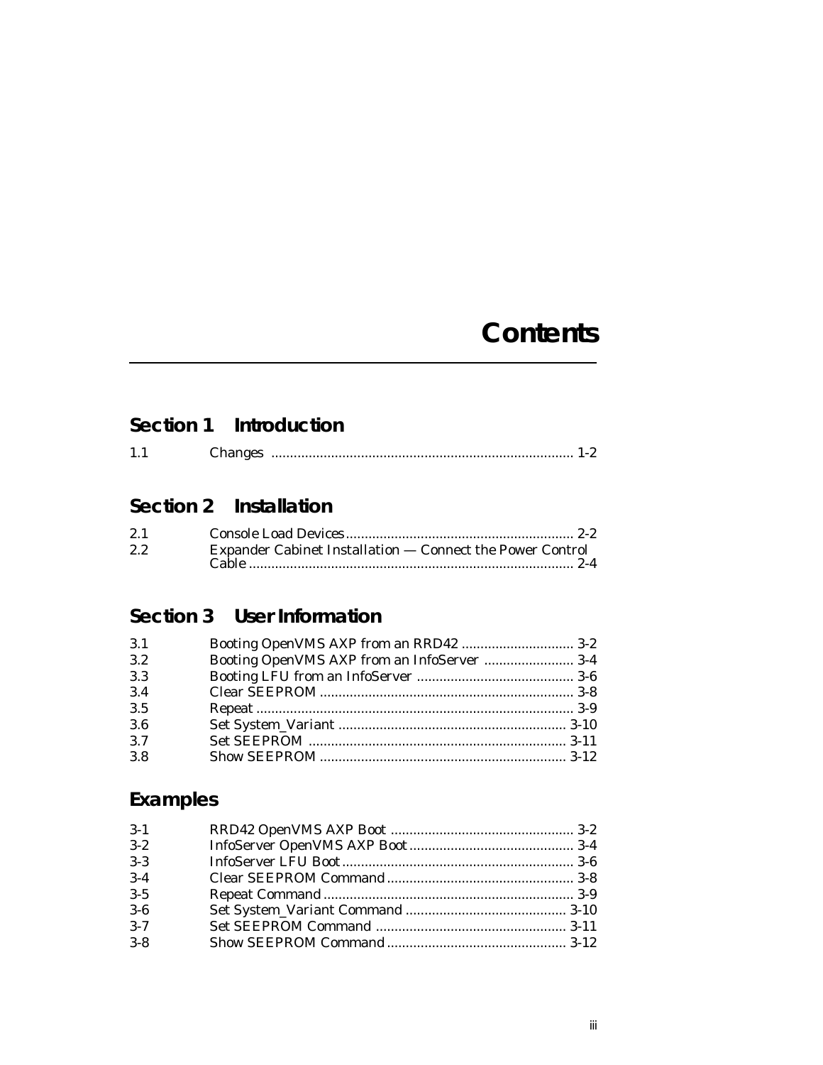# Contents

## Section 1 Introduction

| | | |
|---|---|---|
| 1.1 | Changes | 1-2 |

## Section 2 Installation

| | | |
|---|---|---|
| 2.1 | Console Load Devices | 2-2 |
| 2.2 | Expander Cabinet Installation — Connect the Power Control Cable | 2-4 |

## Section 3 User Information

| | | |
|---|---|---|
| 3.1 | Booting OpenVMS AXP from an RRD42 | 3-2 |
| 3.2 | Booting OpenVMS AXP from an InfoServer | 3-4 |
| 3.3 | Booting LFU from an InfoServer | 3-6 |
| 3.4 | Clear SEEPROM | 3-8 |
| 3.5 | Repeat | 3-9 |
| 3.6 | Set System_Variant | 3-10 |
| 3.7 | Set SEEPROM | 3-11 |
| 3.8 | Show SEEPROM | 3-12 |

## Examples

| | | |
|---|---|---|
| 3-1 | RRD42 OpenVMS AXP Boot | 3-2 |
| 3-2 | InfoServer OpenVMS AXP Boot | 3-4 |
| 3-3 | InfoServer LFU Boot | 3-6 |
| 3-4 | Clear SEEPROM Command | 3-8 |
| 3-5 | Repeat Command | 3-9 |
| 3-6 | Set System_Variant Command | 3-10 |
| 3-7 | Set SEEPROM Command | 3-11 |
| 3-8 | Show SEEPROM Command | 3-12 |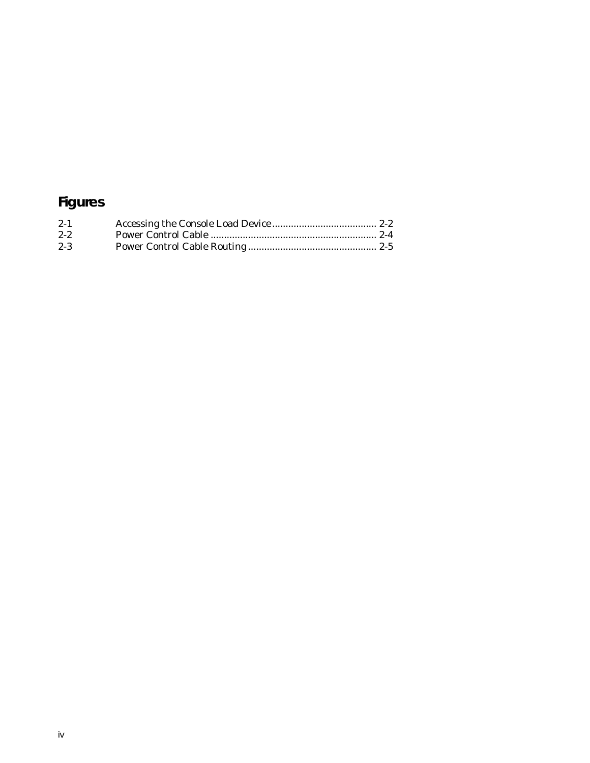# Figures

| | | |
|---|---|---|
| 2-1 | Accessing the Console Load Device | 2-2 |
| 2-2 | Power Control Cable | 2-4 |
| 2-3 | Power Control Cable Routing | 2-5 |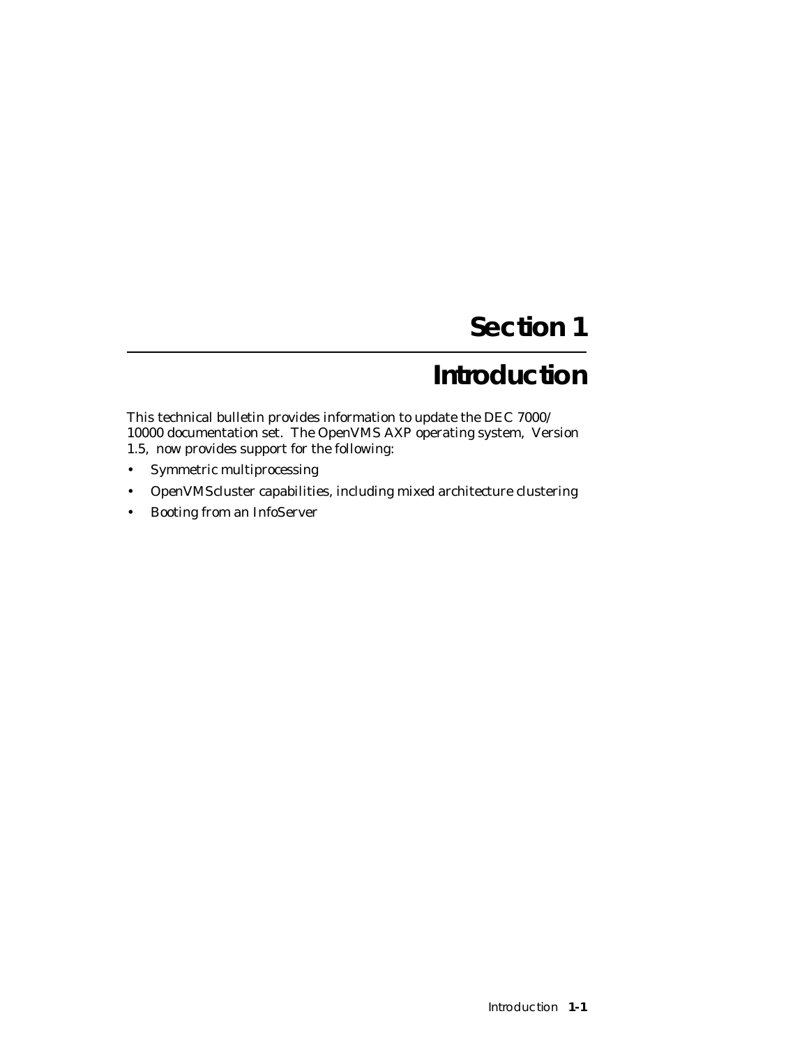# Section 1

# Introduction

This technical bulletin provides information to update the DEC 7000/10000 documentation set. The OpenVMS AXP operating system, Version 1.5, now provides support for the following:

- Symmetric multiprocessing
- OpenVMScluster capabilities, including mixed architecture clustering
- Booting from an InfoServer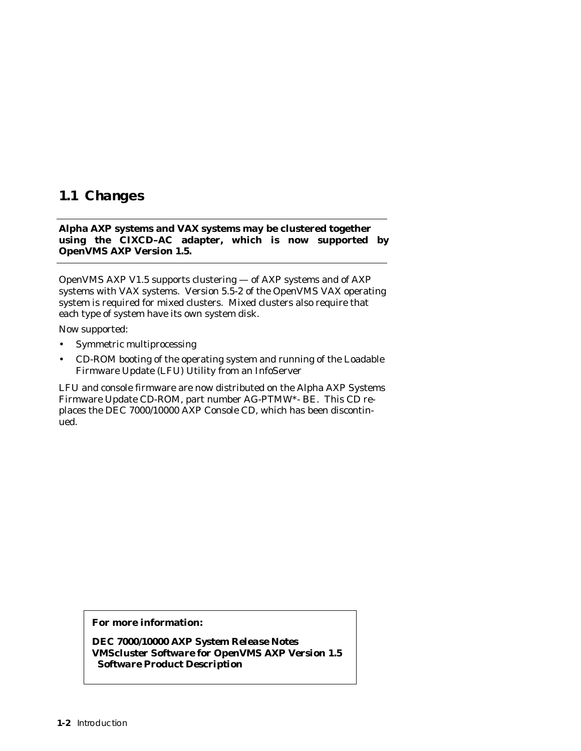## 1.1 Changes

---

**Alpha AXP systems and VAX systems may be clustered together using the CIXCD–AC adapter, which is now supported by OpenVMS AXP Version 1.5.**

---

OpenVMS AXP V1.5 supports clustering — of AXP systems and of AXP systems with VAX systems. Version 5.5-2 of the OpenVMS VAX operating system is required for mixed clusters. Mixed clusters also require that each type of system have its own system disk.

Now supported:

- Symmetric multiprocessing
- CD-ROM booting of the operating system and running of the Loadable Firmware Update (LFU) Utility from an InfoServer

LFU and console firmware are now distributed on the Alpha AXP Systems Firmware Update CD-ROM, part number AG-PTMW*- BE. This CD replaces the DEC 7000/10000 AXP Console CD, which has been discontinued.

**For more information:**

***DEC 7000/10000 AXP System Release Notes***
***VMScluster Software for OpenVMS AXP Version 1.5 Software Product Description***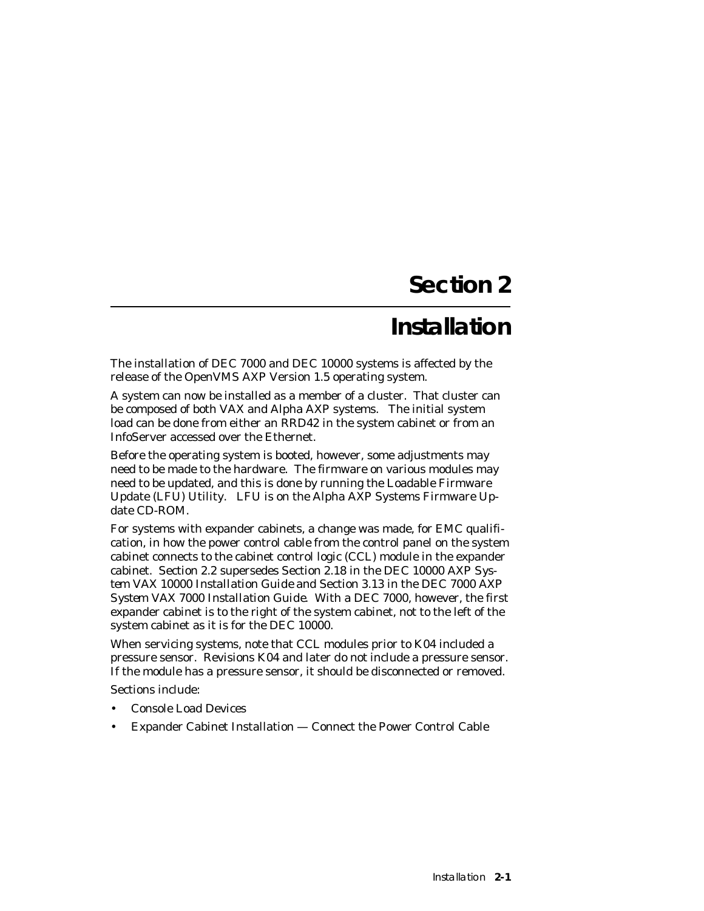# Section 2

# Installation

The installation of DEC 7000 and DEC 10000 systems is affected by the release of the OpenVMS AXP Version 1.5 operating system.

A system can now be installed as a member of a cluster. That cluster can be composed of both VAX and Alpha AXP systems. The initial system load can be done from either an RRD42 in the system cabinet or from an InfoServer accessed over the Ethernet.

Before the operating system is booted, however, some adjustments may need to be made to the hardware. The firmware on various modules may need to be updated, and this is done by running the Loadable Firmware Update (LFU) Utility. LFU is on the Alpha AXP Systems Firmware Update CD-ROM.

For systems with expander cabinets, a change was made, for EMC qualification, in how the power control cable from the control panel on the system cabinet connects to the cabinet control logic (CCL) module in the expander cabinet. Section 2.2 supersedes Section 2.18 in the *DEC 10000 AXP System VAX 10000 Installation Guide* and Section 3.13 in the *DEC 7000 AXP System VAX 7000 Installation Guide*. With a DEC 7000, however, the first expander cabinet is to the right of the system cabinet, not to the left of the system cabinet as it is for the DEC 10000.

When servicing systems, note that CCL modules prior to K04 included a pressure sensor. Revisions K04 and later do not include a pressure sensor. If the module has a pressure sensor, it should be disconnected or removed.

Sections include:

- Console Load Devices
- Expander Cabinet Installation — Connect the Power Control Cable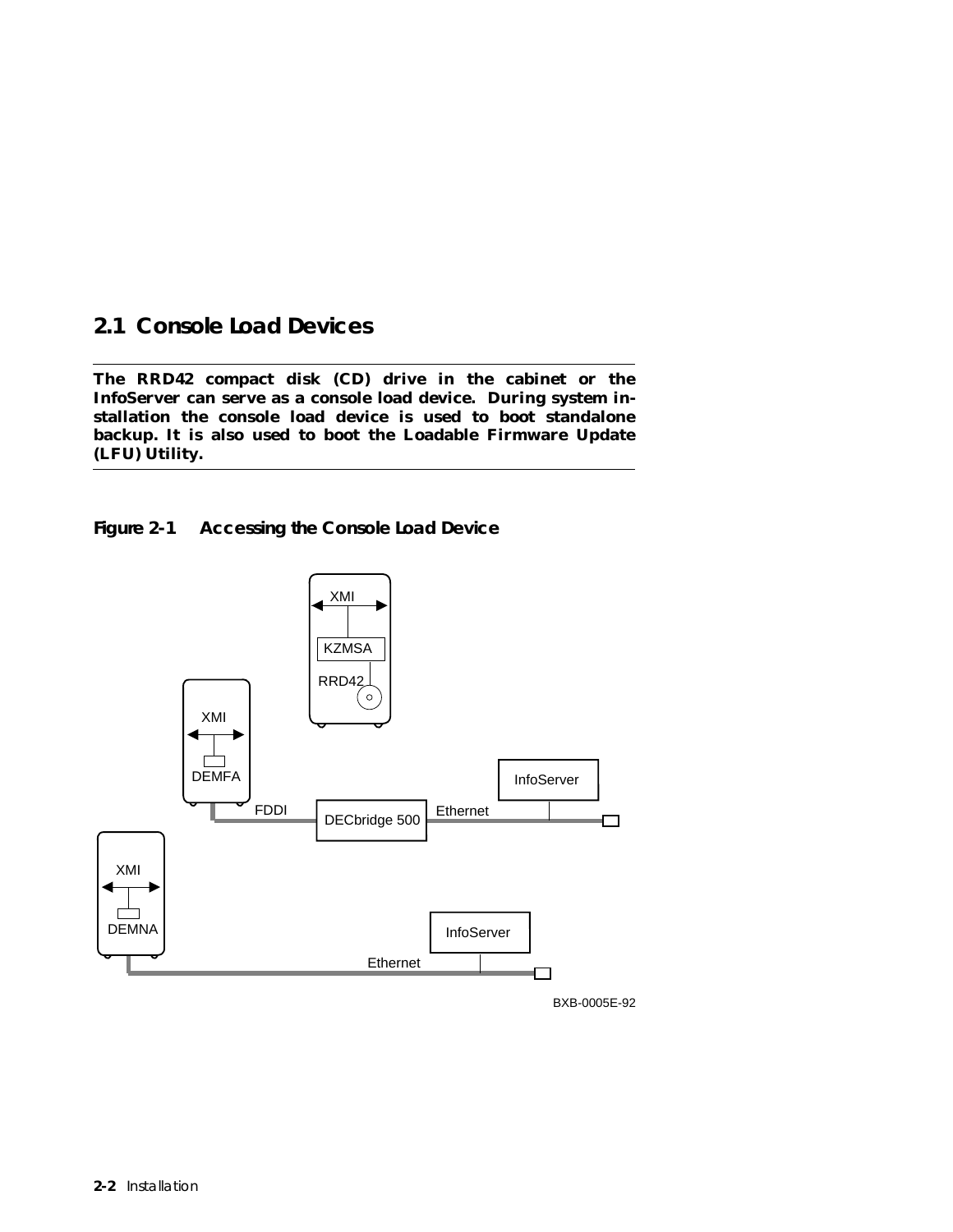## 2.1 Console Load Devices

**The RRD42 compact disk (CD) drive in the cabinet or the InfoServer can serve as a console load device. During system installation the console load device is used to boot standalone backup. It is also used to boot the Loadable Firmware Update (LFU) Utility.**

**Figure 2-1 Accessing the Console Load Device**

XMI

KZMSA

RRD42

XMI

DEMFA

InfoServer

FDDI

DECbridge 500

Ethernet

XMI

DEMNA

InfoServer

Ethernet

BXB-0005E-92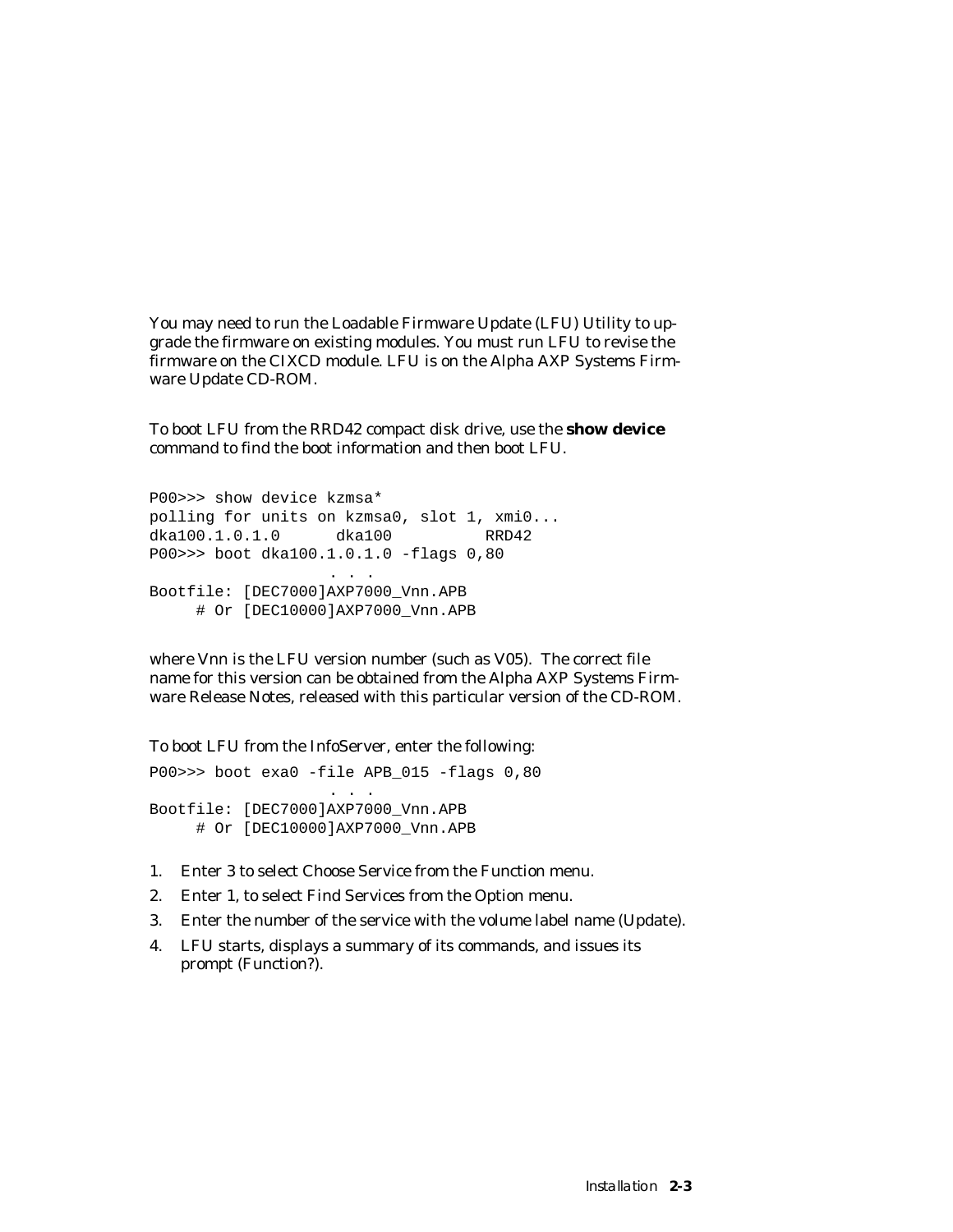You may need to run the Loadable Firmware Update (LFU) Utility to upgrade the firmware on existing modules. You must run LFU to revise the firmware on the CIXCD module. LFU is on the Alpha AXP Systems Firmware Update CD-ROM.

To boot LFU from the RRD42 compact disk drive, use the **show device** command to find the boot information and then boot LFU.

```
P00>>> show device kzmsa*
polling for units on kzmsa0, slot 1, xmi0...
dka100.1.0.1.0      dka100          RRD42
P00>>> boot dka100.1.0.1.0 -flags 0,80
                  . . .
Bootfile: [DEC7000]AXP7000_Vnn.APB
     # Or [DEC10000]AXP7000_Vnn.APB
```

where Vnn is the LFU version number (such as V05). The correct file name for this version can be obtained from the Alpha AXP Systems Firmware Release Notes, released with this particular version of the CD-ROM.

To boot LFU from the InfoServer, enter the following:

```
P00>>> boot exa0 -file APB_015 -flags 0,80
                  . . .
Bootfile: [DEC7000]AXP7000_Vnn.APB
     # Or [DEC10000]AXP7000_Vnn.APB
```

1. Enter 3 to select Choose Service from the Function menu.
2. Enter 1, to select Find Services from the Option menu.
3. Enter the number of the service with the volume label name (Update).
4. LFU starts, displays a summary of its commands, and issues its prompt (Function?).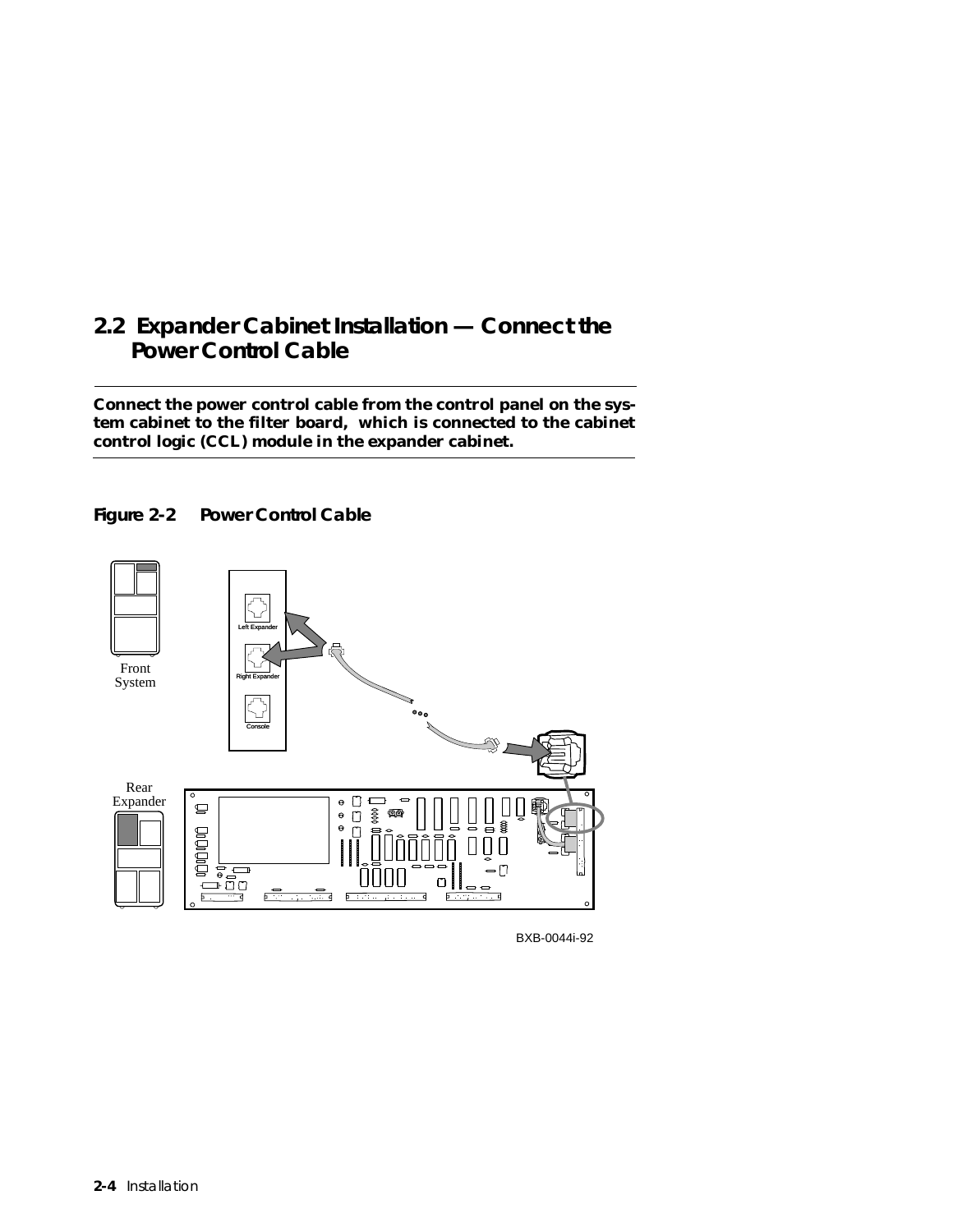## 2.2 Expander Cabinet Installation — Connect the Power Control Cable

**Connect the power control cable from the control panel on the system cabinet to the filter board, which is connected to the cabinet control logic (CCL) module in the expander cabinet.**

**Figure 2-2 Power Control Cable**

Front System

Left Expander

Right Expander

Console

Rear Expander

BXB-0044i-92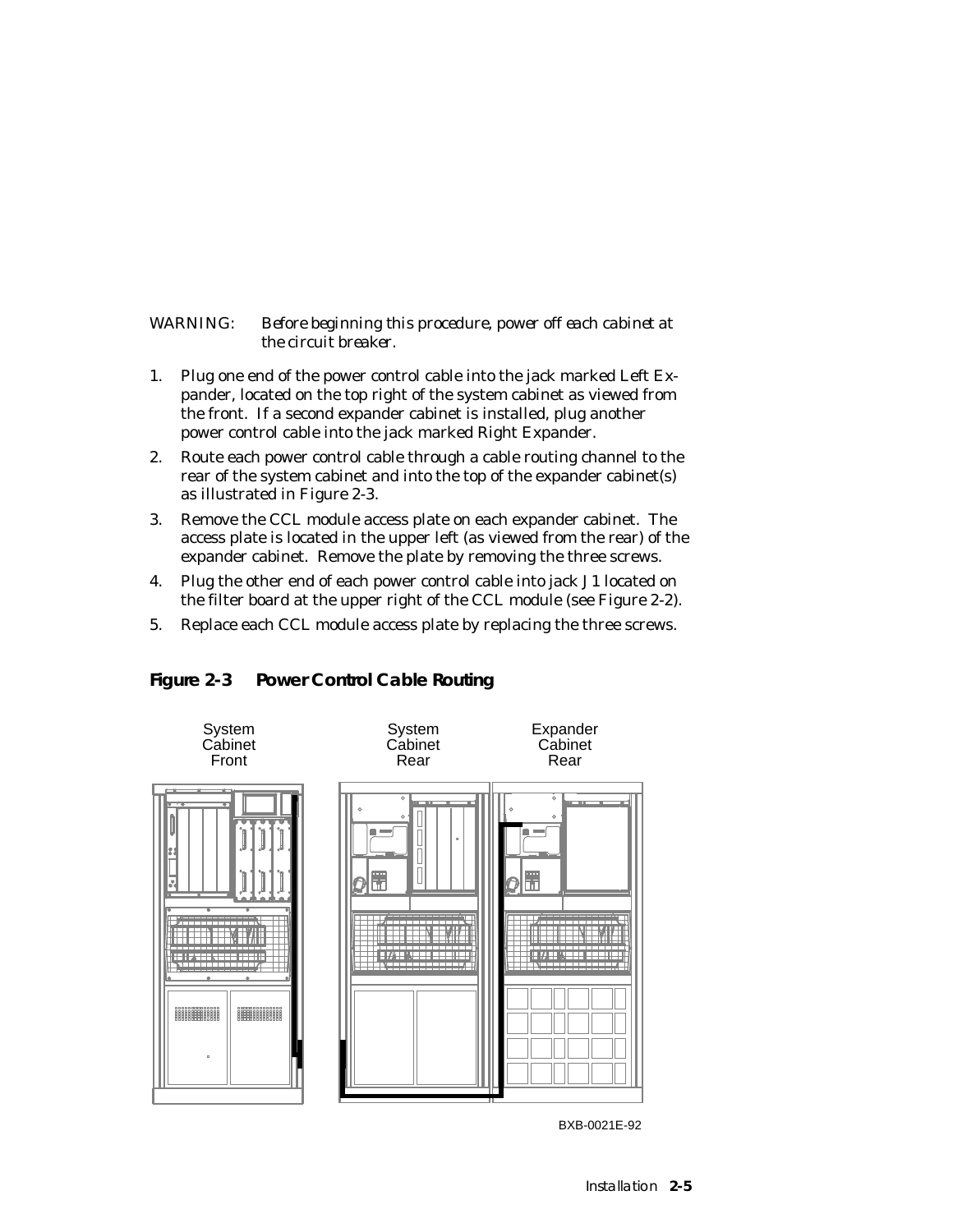WARNING: *Before beginning this procedure, power off each cabinet at the circuit breaker.*

1. Plug one end of the power control cable into the jack marked Left Expander, located on the top right of the system cabinet as viewed from the front. If a second expander cabinet is installed, plug another power control cable into the jack marked Right Expander.
2. Route each power control cable through a cable routing channel to the rear of the system cabinet and into the top of the expander cabinet(s) as illustrated in Figure 2-3.
3. Remove the CCL module access plate on each expander cabinet. The access plate is located in the upper left (as viewed from the rear) of the expander cabinet. Remove the plate by removing the three screws.
4. Plug the other end of each power control cable into jack J1 located on the filter board at the upper right of the CCL module (see Figure 2-2).
5. Replace each CCL module access plate by replacing the three screws.

**Figure 2-3 Power Control Cable Routing**

System Cabinet Front | System Cabinet Rear | Expander Cabinet Rear

BXB-0021E-92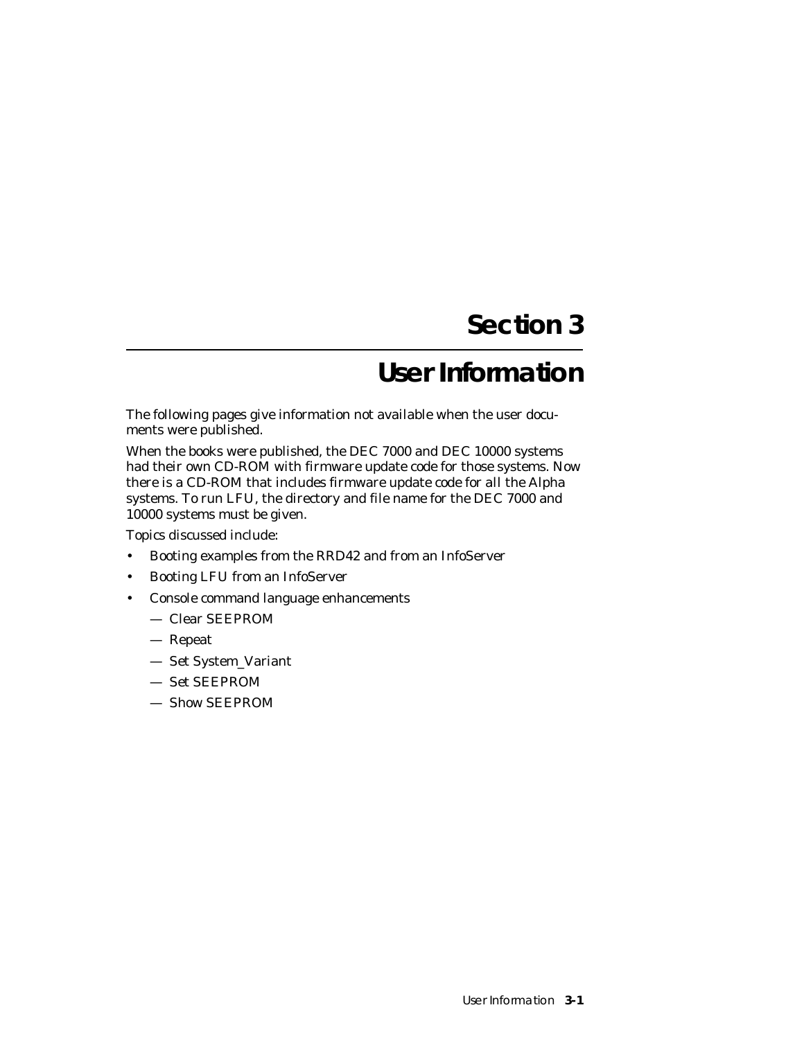# Section 3

# User Information

The following pages give information not available when the user documents were published.

When the books were published, the DEC 7000 and DEC 10000 systems had their own CD-ROM with firmware update code for those systems. Now there is a CD-ROM that includes firmware update code for all the Alpha systems. To run LFU, the directory and file name for the DEC 7000 and 10000 systems must be given.

Topics discussed include:

- Booting examples from the RRD42 and from an InfoServer
- Booting LFU from an InfoServer
- Console command language enhancements
  - — Clear SEEPROM
  - — Repeat
  - — Set System_Variant
  - — Set SEEPROM
  - — Show SEEPROM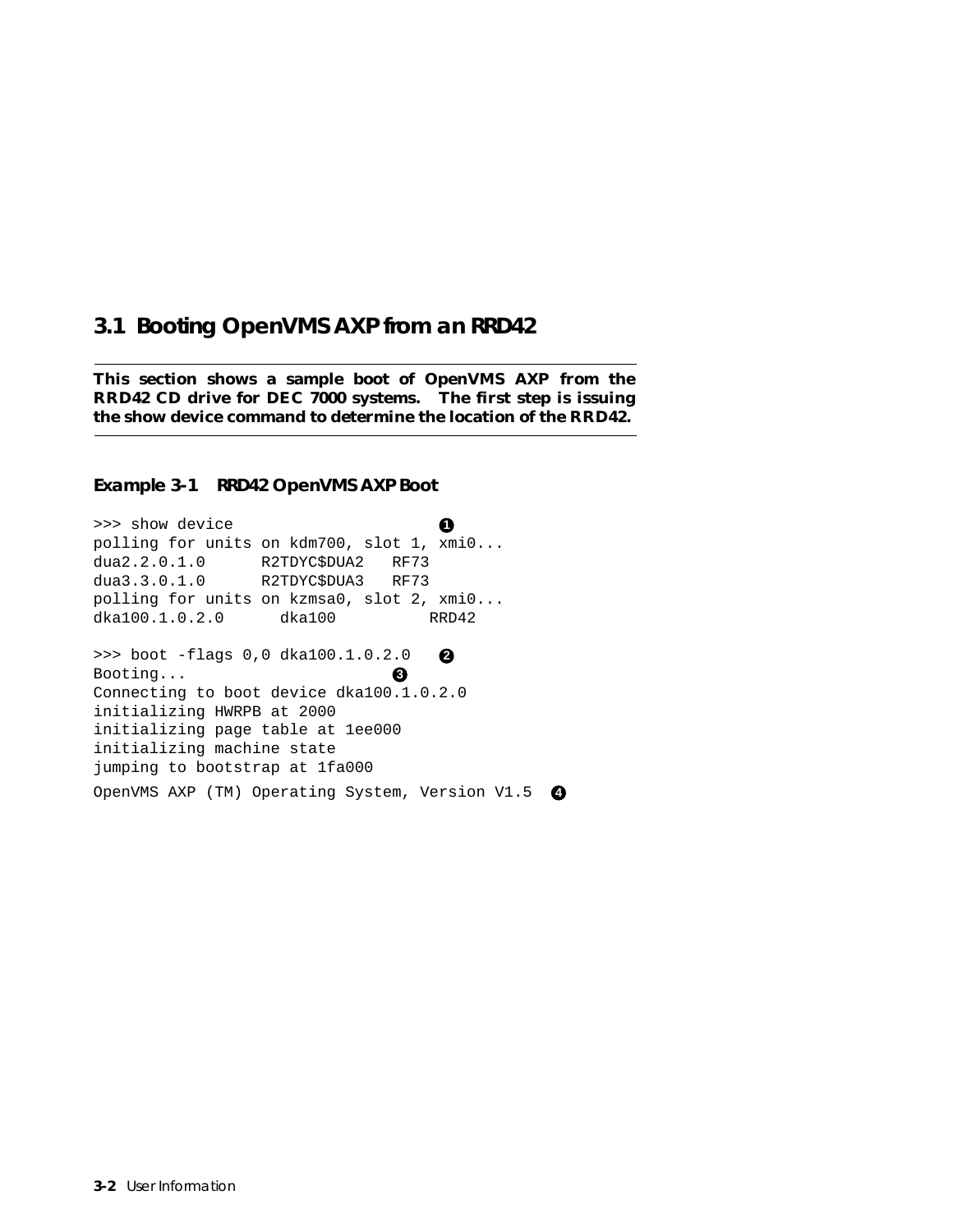## 3.1 Booting OpenVMS AXP from an RRD42

**This section shows a sample boot of OpenVMS AXP from the RRD42 CD drive for DEC 7000 systems. The first step is issuing the show device command to determine the location of the RRD42.**

### Example 3-1 RRD42 OpenVMS AXP Boot

```
>>> show device                        ❶
polling for units on kdm700, slot 1, xmi0...
dua2.2.0.1.0      R2TDYC$DUA2   RF73
dua3.3.0.1.0      R2TDYC$DUA3   RF73
polling for units on kzmsa0, slot 2, xmi0...
dka100.1.0.2.0      dka100          RRD42

>>> boot -flags 0,0 dka100.1.0.2.0    ❷
Booting...                          ❸
Connecting to boot device dka100.1.0.2.0
initializing HWRPB at 2000
initializing page table at 1ee000
initializing machine state
jumping to bootstrap at 1fa000
OpenVMS AXP (TM) Operating System, Version V1.5  ❹
```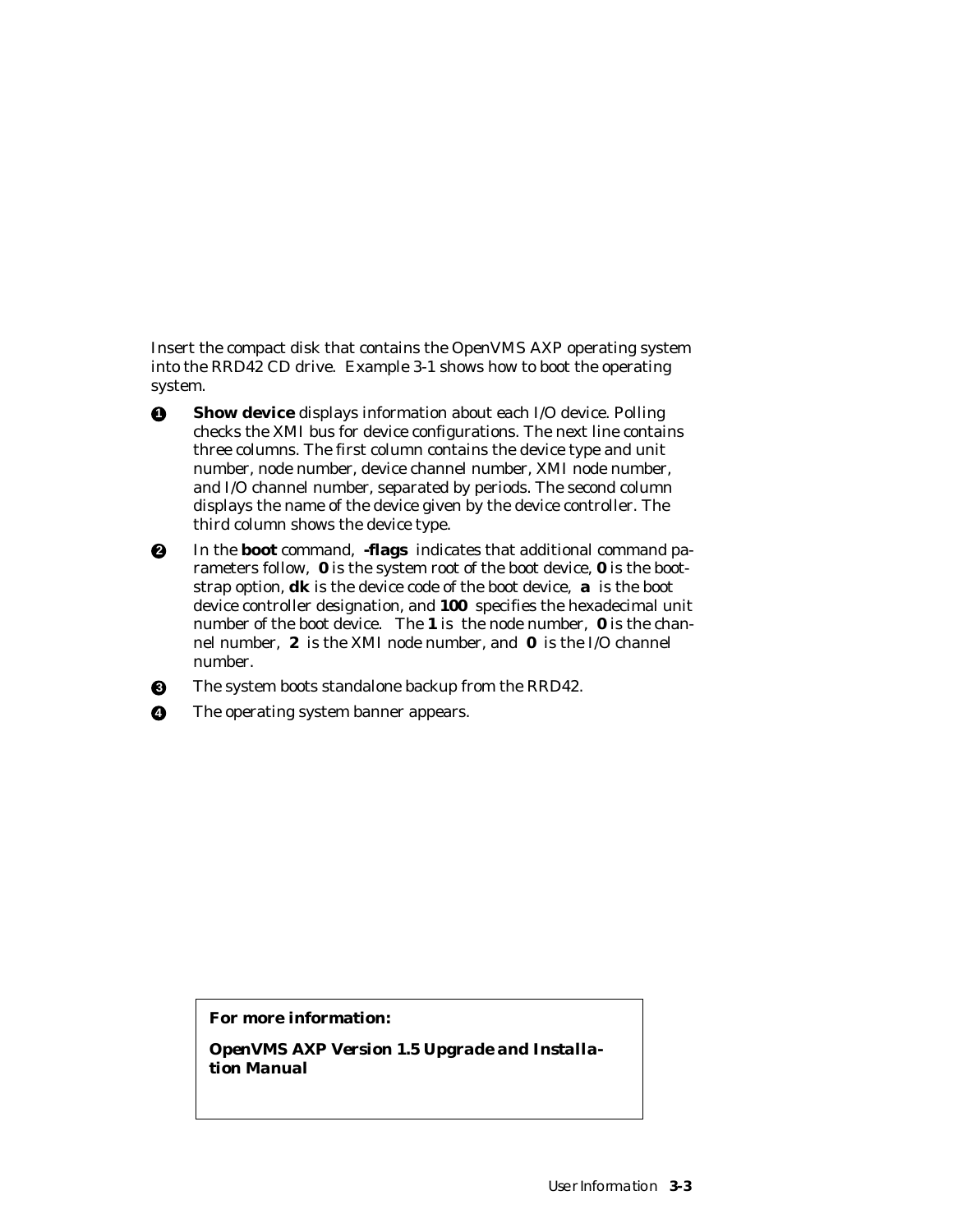Insert the compact disk that contains the OpenVMS AXP operating system into the RRD42 CD drive. Example 3-1 shows how to boot the operating system.

❶ **Show device** displays information about each I/O device. Polling checks the XMI bus for device configurations. The next line contains three columns. The first column contains the device type and unit number, node number, device channel number, XMI node number, and I/O channel number, separated by periods. The second column displays the name of the device given by the device controller. The third column shows the device type.

❷ In the **boot** command, **-flags** indicates that additional command parameters follow, **0** is the system root of the boot device, **0** is the bootstrap option, **dk** is the device code of the boot device, **a** is the boot device controller designation, and **100** specifies the hexadecimal unit number of the boot device. The **1** is the node number, **0** is the channel number, **2** is the XMI node number, and **0** is the I/O channel number.

❸ The system boots standalone backup from the RRD42.

❹ The operating system banner appears.

**For more information:**

***OpenVMS AXP Version 1.5 Upgrade and Installation Manual***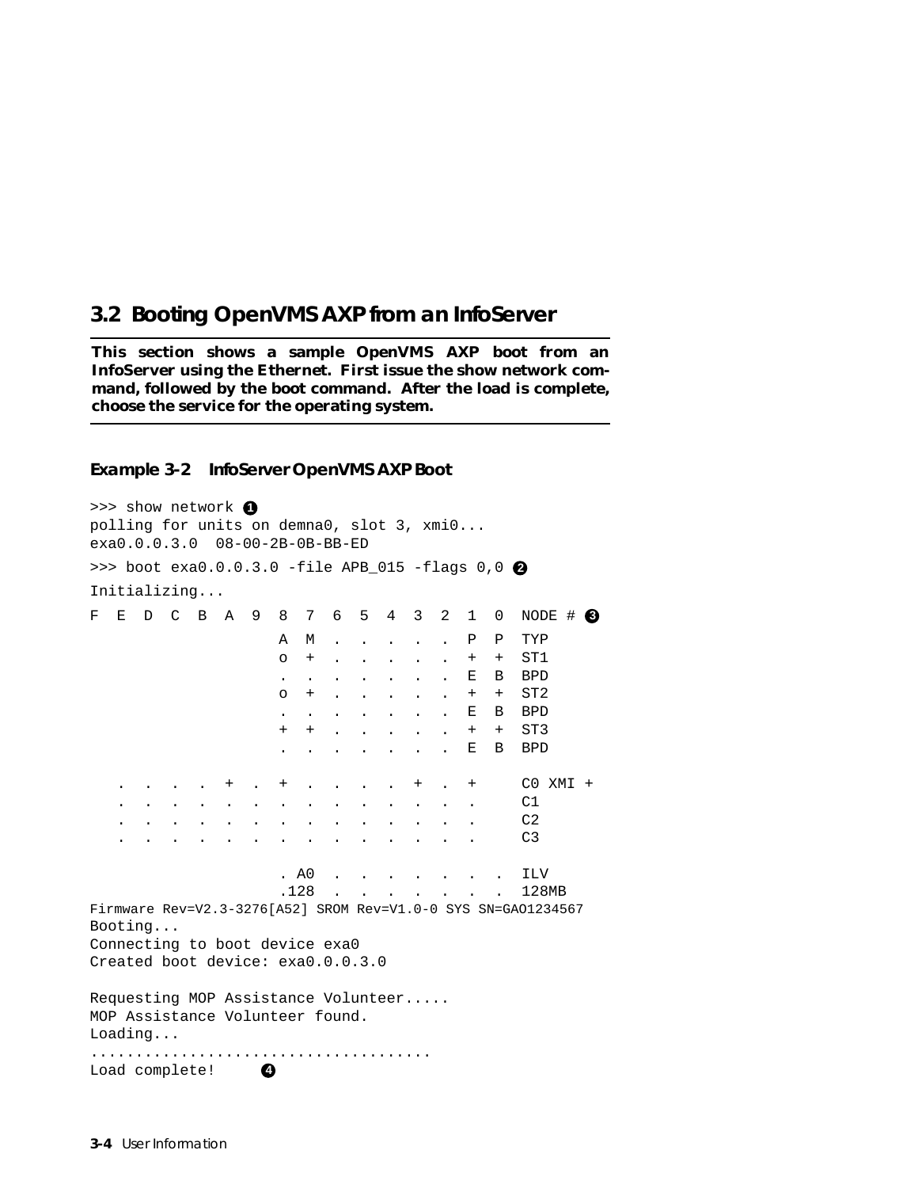## 3.2 Booting OpenVMS AXP from an InfoServer

**This section shows a sample OpenVMS AXP boot from an InfoServer using the Ethernet. First issue the show network command, followed by the boot command. After the load is complete, choose the service for the operating system.**

### Example 3-2 InfoServer OpenVMS AXP Boot

```
>>> show network ❶
polling for units on demna0, slot 3, xmi0...
exa0.0.0.3.0  08-00-2B-0B-BB-ED
>>> boot exa0.0.0.3.0 -file APB_015 -flags 0,0 ❷
Initializing...
F  E  D  C  B  A  9  8  7  6  5  4  3  2  1  0  NODE # ❸
                     A  M  .  .  .  .  .  .  P  P  TYP
                     o  +  .  .  .  .  .  .  +  +  ST1
                     .  .  .  .  .  .  .  .  E  B  BPD
                     o  +  .  .  .  .  .  .  +  +  ST2
                     .  .  .  .  .  .  .  .  E  B  BPD
                     +  +  .  .  .  .  .  .  +  +  ST3
                     .  .  .  .  .  .  .  .  E  B  BPD

   .  .  .  .  +  .  +  .  .  .  .  +  .  +     C0 XMI +
   .  .  .  .  .  .  .  .  .  .  .  .  .  .     C1
   .  .  .  .  .  .  .  .  .  .  .  .  .  .     C2
   .  .  .  .  .  .  .  .  .  .  .  .  .  .     C3

                     . A0  .  .  .  .  .  .  .  ILV
                     .128  .  .  .  .  .  .  .  128MB
Firmware Rev=V2.3-3276[A52] SROM Rev=V1.0-0 SYS SN=GAO1234567
Booting...
Connecting to boot device exa0
Created boot device: exa0.0.0.3.0

Requesting MOP Assistance Volunteer.....
MOP Assistance Volunteer found.
Loading...
......................................
Load complete!     ❹
```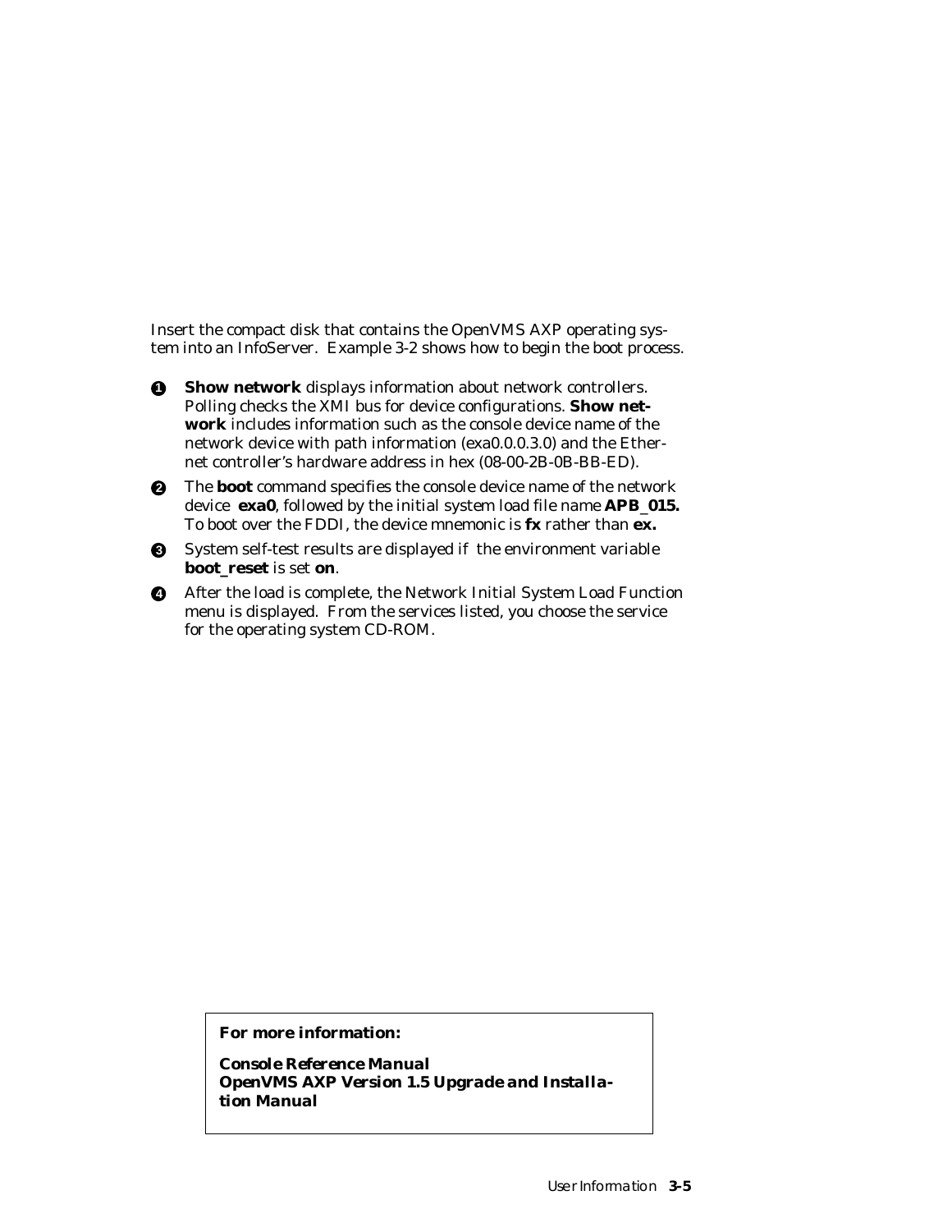Insert the compact disk that contains the OpenVMS AXP operating system into an InfoServer. Example 3-2 shows how to begin the boot process.

❶ **Show network** displays information about network controllers. Polling checks the XMI bus for device configurations. **Show network** includes information such as the console device name of the network device with path information (exa0.0.0.3.0) and the Ethernet controller's hardware address in hex (08-00-2B-0B-BB-ED).

❷ The **boot** command specifies the console device name of the network device **exa0**, followed by the initial system load file name **APB_015.** To boot over the FDDI, the device mnemonic is **fx** rather than **ex.**

❸ System self-test results are displayed if the environment variable **boot_reset** is set **on**.

❹ After the load is complete, the Network Initial System Load Function menu is displayed. From the services listed, you choose the service for the operating system CD-ROM.

> ***For more information:***
>
> ***Console Reference Manual***
> ***OpenVMS AXP Version 1.5 Upgrade and Installation Manual***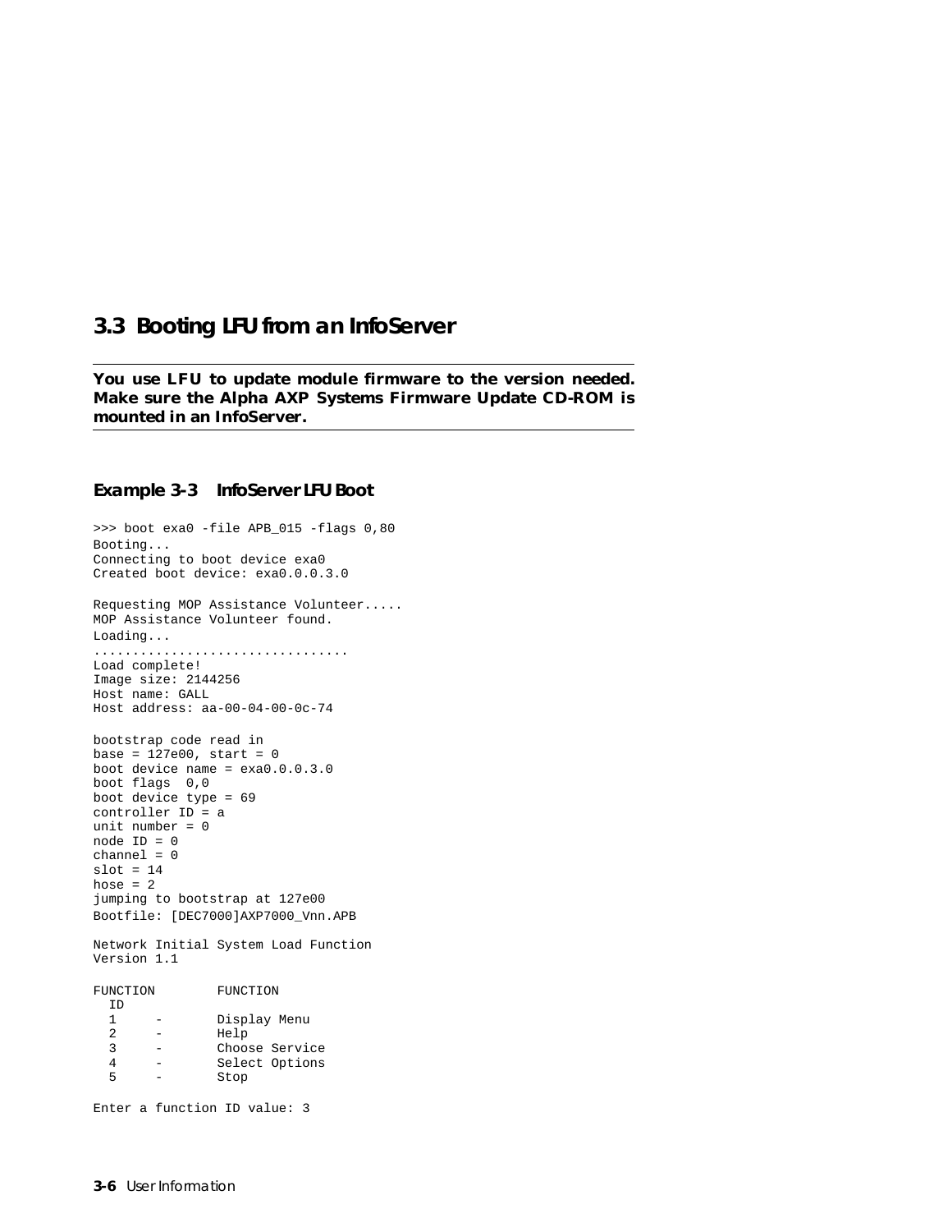## 3.3 Booting LFU from an InfoServer

**You use LFU to update module firmware to the version needed. Make sure the Alpha AXP Systems Firmware Update CD-ROM is mounted in an InfoServer.**

### Example 3-3 InfoServer LFU Boot

```
>>> boot exa0 -file APB_015 -flags 0,80
Booting...
Connecting to boot device exa0
Created boot device: exa0.0.0.3.0

Requesting MOP Assistance Volunteer.....
MOP Assistance Volunteer found.
Loading...
.................................
Load complete!
Image size: 2144256
Host name: GALL
Host address: aa-00-04-00-0c-74

bootstrap code read in
base = 127e00, start = 0
boot device name = exa0.0.0.3.0
boot flags  0,0
boot device type = 69
controller ID = a
unit number = 0
node ID = 0
channel = 0
slot = 14
hose = 2
jumping to bootstrap at 127e00
Bootfile: [DEC7000]AXP7000_Vnn.APB

Network Initial System Load Function
Version 1.1

FUNCTION        FUNCTION
  ID
  1     -       Display Menu
  2     -       Help
  3     -       Choose Service
  4     -       Select Options
  5     -       Stop

Enter a function ID value: 3
```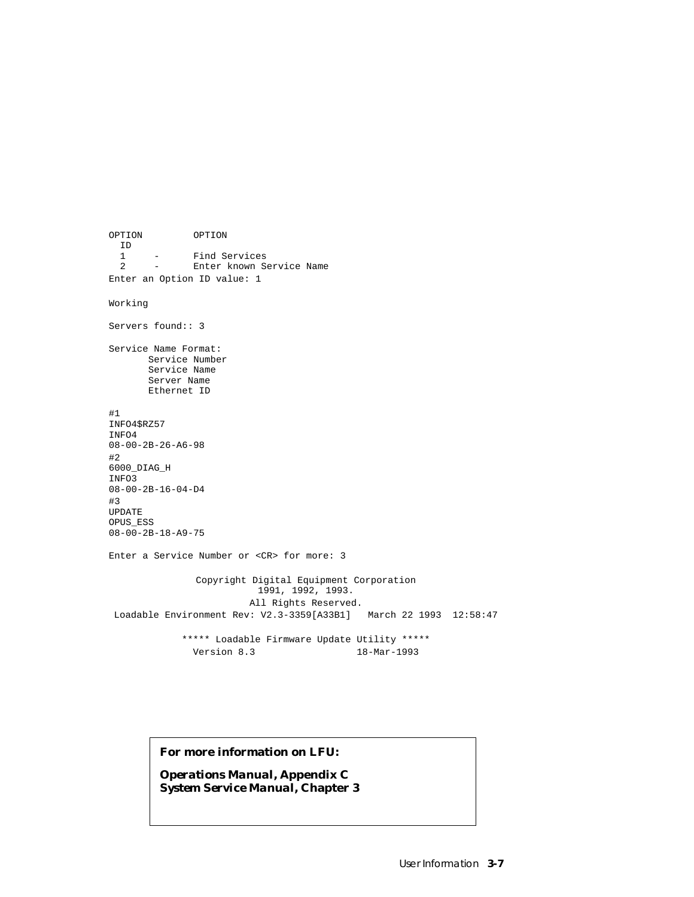```
OPTION         OPTION
  ID
  1     -      Find Services
  2     -      Enter known Service Name
Enter an Option ID value: 1

Working

Servers found:: 3

Service Name Format:
       Service Number
       Service Name
       Server Name
       Ethernet ID

#1
INFO4$RZ57
INFO4
08-00-2B-26-A6-98
#2
6000_DIAG_H
INFO3
08-00-2B-16-04-D4
#3
UPDATE
OPUS_ESS
08-00-2B-18-A9-75

Enter a Service Number or <CR> for more: 3

               Copyright Digital Equipment Corporation
                          1991, 1992, 1993.
                         All Rights Reserved.
 Loadable Environment Rev: V2.3-3359[A33B1]   March 22 1993  12:58:47

             ***** Loadable Firmware Update Utility *****
               Version 8.3                 18-Mar-1993
```

**For more information on LFU:**

**Operations Manual, Appendix C**
**System Service Manual, Chapter 3**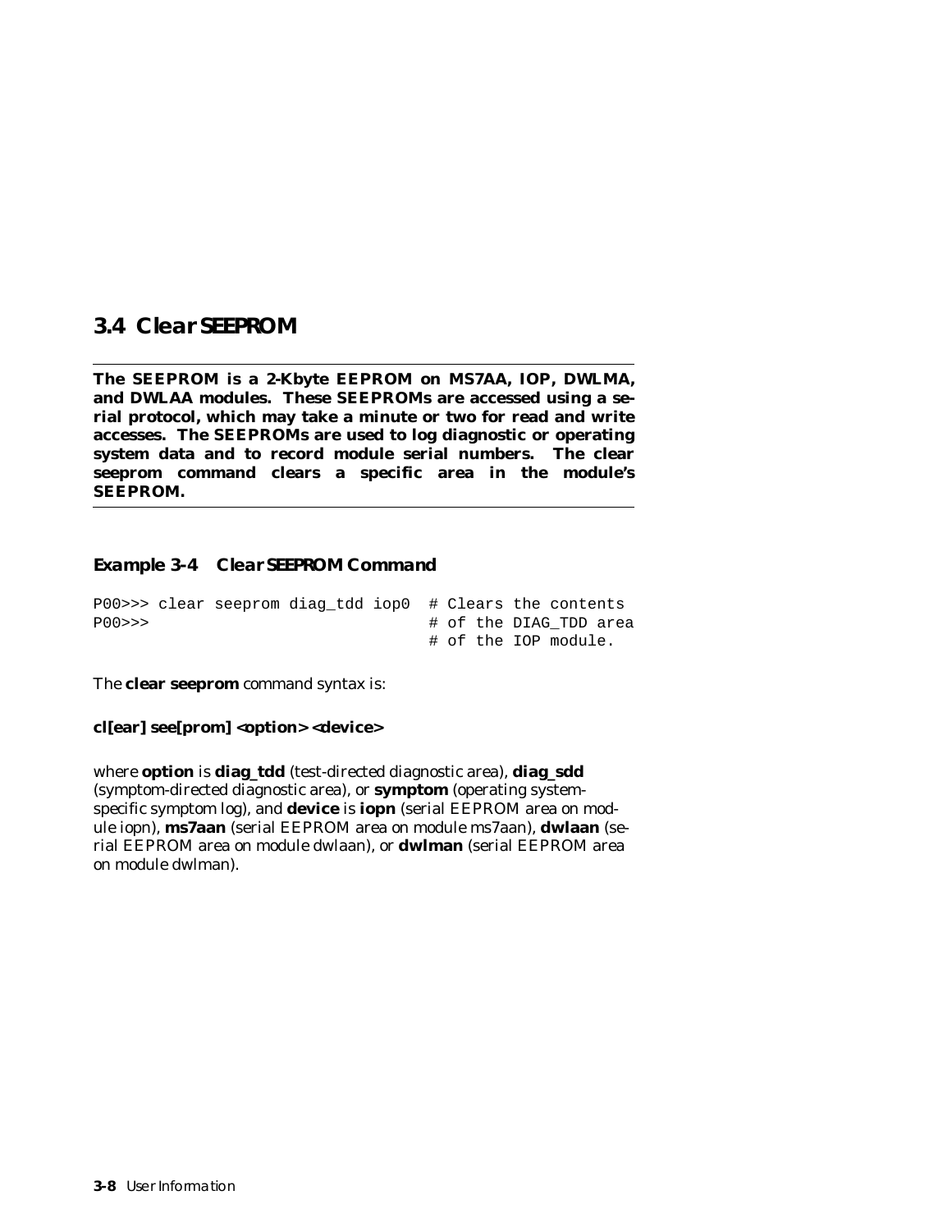## 3.4 Clear SEEPROM

**The SEEPROM is a 2-Kbyte EEPROM on MS7AA, IOP, DWLMA, and DWLAA modules. These SEEPROMs are accessed using a serial protocol, which may take a minute or two for read and write accesses. The SEEPROMs are used to log diagnostic or operating system data and to record module serial numbers. The clear seeprom command clears a specific area in the module's SEEPROM.**

### Example 3-4 Clear SEEPROM Command

```
P00>>> clear seeprom diag_tdd iop0  # Clears the contents
P00>>>                              # of the DIAG_TDD area
                                    # of the IOP module.
```

The **clear seeprom** command syntax is:

**cl[ear] see[prom] <option> <device>**

where **option** is **diag_tdd** (test-directed diagnostic area), **diag_sdd** (symptom-directed diagnostic area), or **symptom** (operating system-specific symptom log), and **device** is **iopn** (serial EEPROM area on module iopn), **ms7aan** (serial EEPROM area on module ms7aan), **dwlaan** (serial EEPROM area on module dwlaan), or **dwlman** (serial EEPROM area on module dwlman).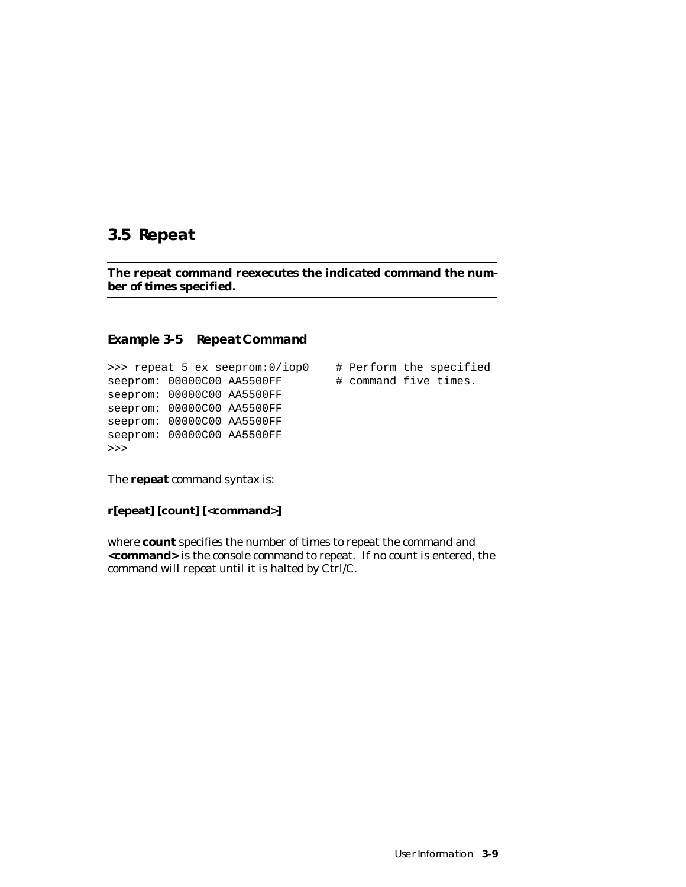## 3.5 Repeat

**The repeat command reexecutes the indicated command the number of times specified.**

### *Example 3-5 Repeat Command*

```
>>> repeat 5 ex seeprom:0/iop0    # Perform the specified
seeprom: 00000C00 AA5500FF        # command five times.
seeprom: 00000C00 AA5500FF
seeprom: 00000C00 AA5500FF
seeprom: 00000C00 AA5500FF
seeprom: 00000C00 AA5500FF
>>>
```

The **repeat** command syntax is:

**r[epeat] [count] [<command>]**

where **count** specifies the number of times to repeat the command and **<command>** is the console command to repeat. If no count is entered, the command will repeat until it is halted by Ctrl/C.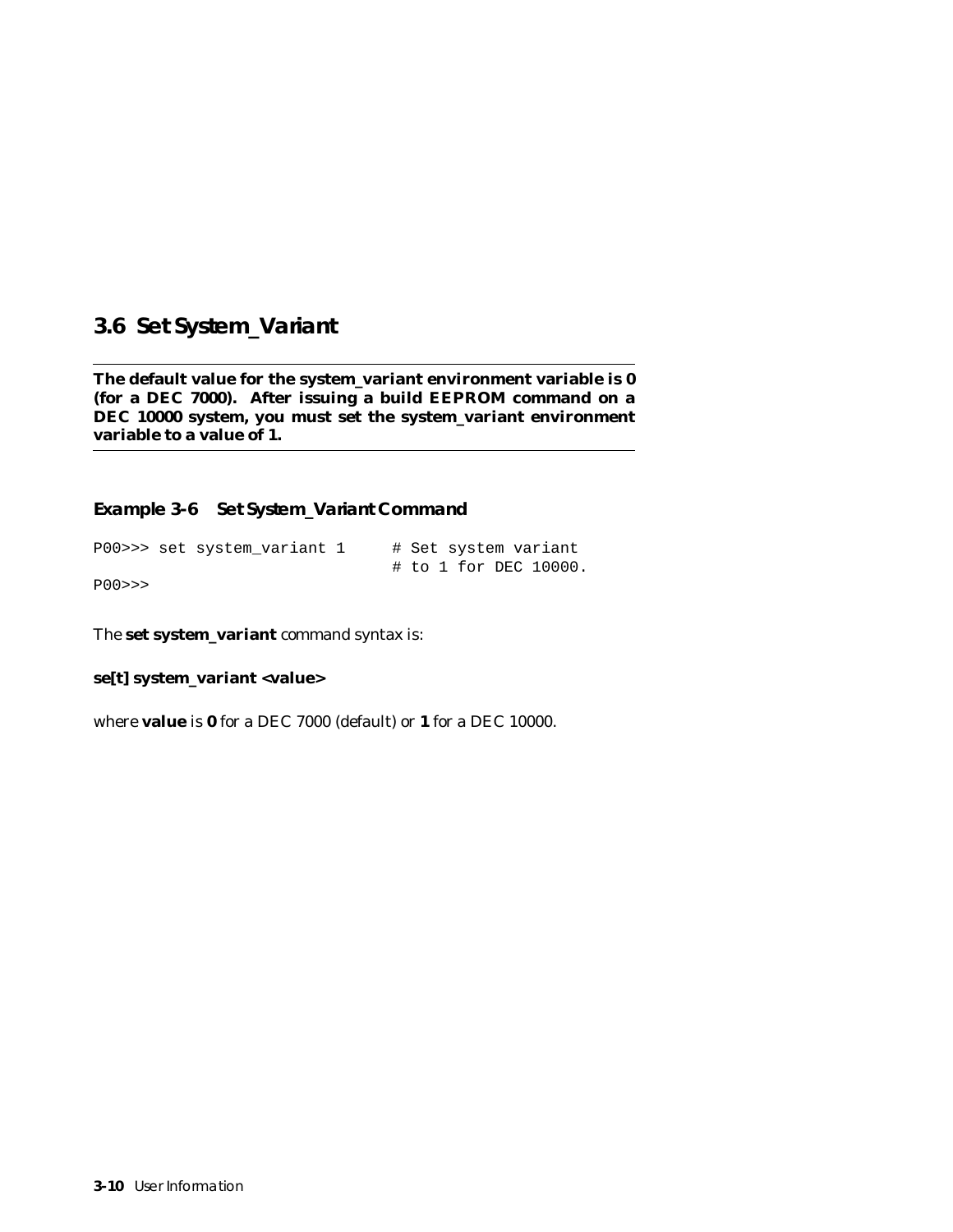## 3.6 Set System_Variant

---

**The default value for the system_variant environment variable is 0 (for a DEC 7000). After issuing a build EEPROM command on a DEC 10000 system, you must set the system_variant environment variable to a value of 1.**

---

### Example 3-6 Set System_Variant Command

```
P00>>> set system_variant 1      # Set system variant
                                 # to 1 for DEC 10000.
P00>>>
```

The **set system_variant** command syntax is:

**se[t] system_variant <value>**

where **value** is **0** for a DEC 7000 (default) or **1** for a DEC 10000.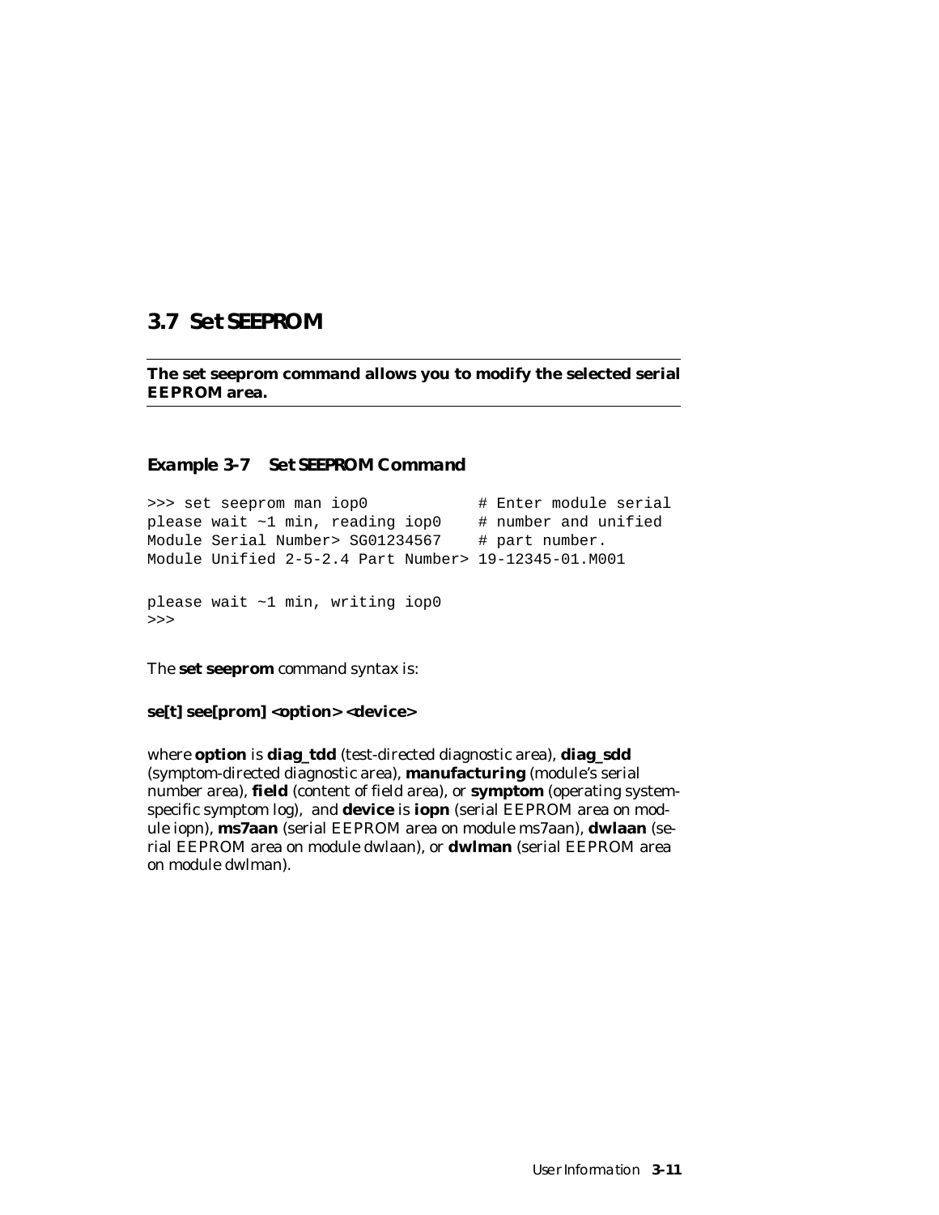## 3.7 Set SEEPROM

**The set seeprom command allows you to modify the selected serial EEPROM area.**

### *Example 3-7 Set SEEPROM Command*

```
>>> set seeprom man iop0            # Enter module serial
please wait ~1 min, reading iop0    # number and unified
Module Serial Number> SG01234567    # part number.
Module Unified 2-5-2.4 Part Number> 19-12345-01.M001

please wait ~1 min, writing iop0
>>>
```

The **set seeprom** command syntax is:

**se[t] see[prom] <option> <device>**

where **option** is **diag_tdd** (test-directed diagnostic area), **diag_sdd** (symptom-directed diagnostic area), **manufacturing** (module's serial number area), **field** (content of field area), or **symptom** (operating system-specific symptom log), and **device** is **iopn** (serial EEPROM area on module iopn), **ms7aan** (serial EEPROM area on module ms7aan), **dwlaan** (serial EEPROM area on module dwlaan), or **dwlman** (serial EEPROM area on module dwlman).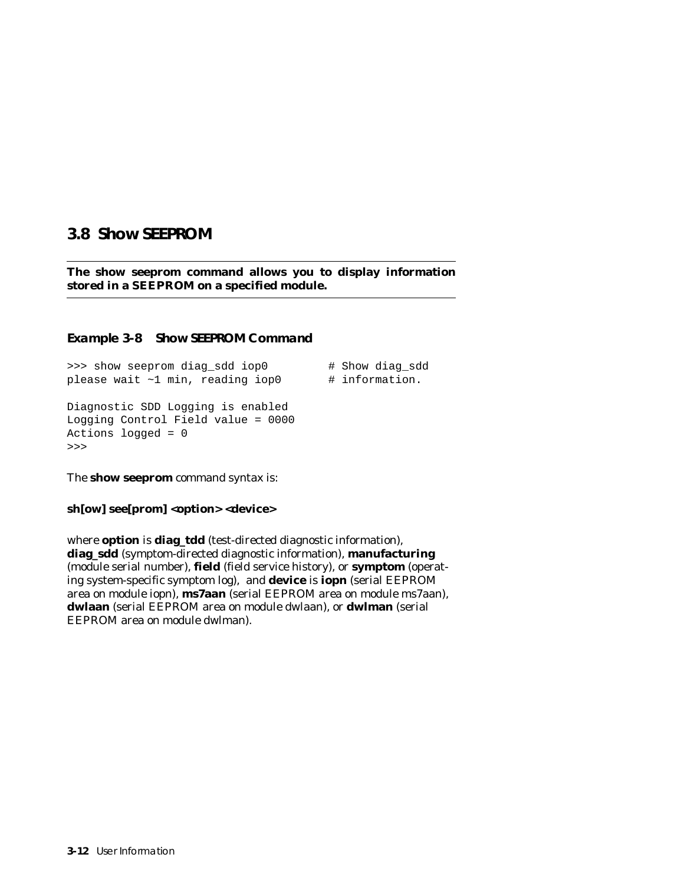## 3.8 Show SEEPROM

**The show seeprom command allows you to display information stored in a SEEPROM on a specified module.**

### Example 3-8 Show SEEPROM Command

```
>>> show seeprom diag_sdd iop0         # Show diag_sdd
please wait ~1 min, reading iop0       # information.

Diagnostic SDD Logging is enabled
Logging Control Field value = 0000
Actions logged = 0
>>>
```

The **show seeprom** command syntax is:

**sh[ow] see[prom] <option> <device>**

where **option** is **diag_tdd** (test-directed diagnostic information), **diag_sdd** (symptom-directed diagnostic information), **manufacturing** (module serial number), **field** (field service history), or **symptom** (operating system-specific symptom log), and **device** is **iopn** (serial EEPROM area on module iopn), **ms7aan** (serial EEPROM area on module ms7aan), **dwlaan** (serial EEPROM area on module dwlaan), or **dwlman** (serial EEPROM area on module dwlman).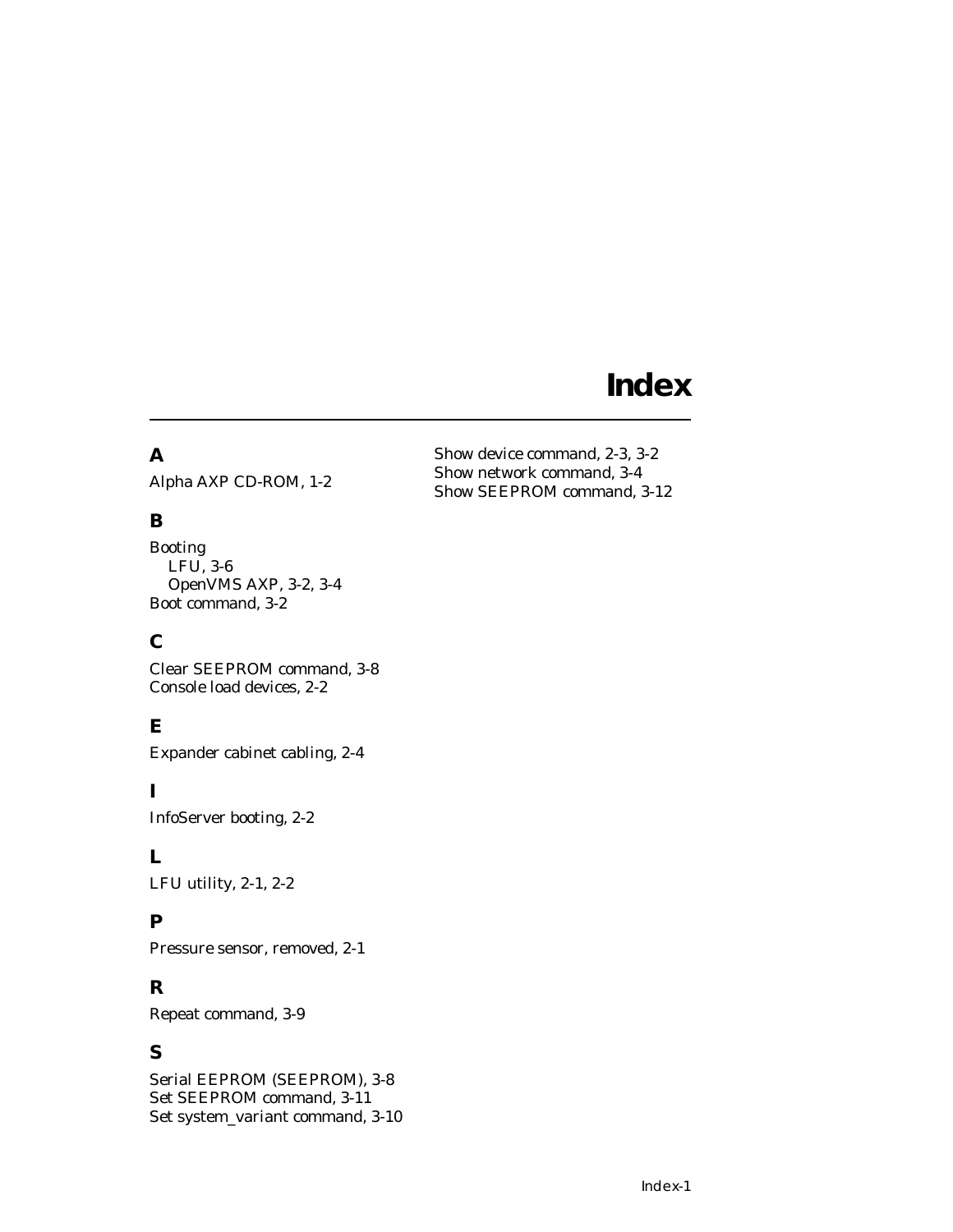# Index

## A

Alpha AXP CD-ROM, 1-2

## B

Booting
  LFU, 3-6
  OpenVMS AXP, 3-2, 3-4
Boot command, 3-2

## C

Clear SEEPROM command, 3-8
Console load devices, 2-2

## E

Expander cabinet cabling, 2-4

## I

InfoServer booting, 2-2

## L

LFU utility, 2-1, 2-2

## P

Pressure sensor, removed, 2-1

## R

Repeat command, 3-9

## S

Serial EEPROM (SEEPROM), 3-8
Set SEEPROM command, 3-11
Set system_variant command, 3-10
Show device command, 2-3, 3-2
Show network command, 3-4
Show SEEPROM command, 3-12